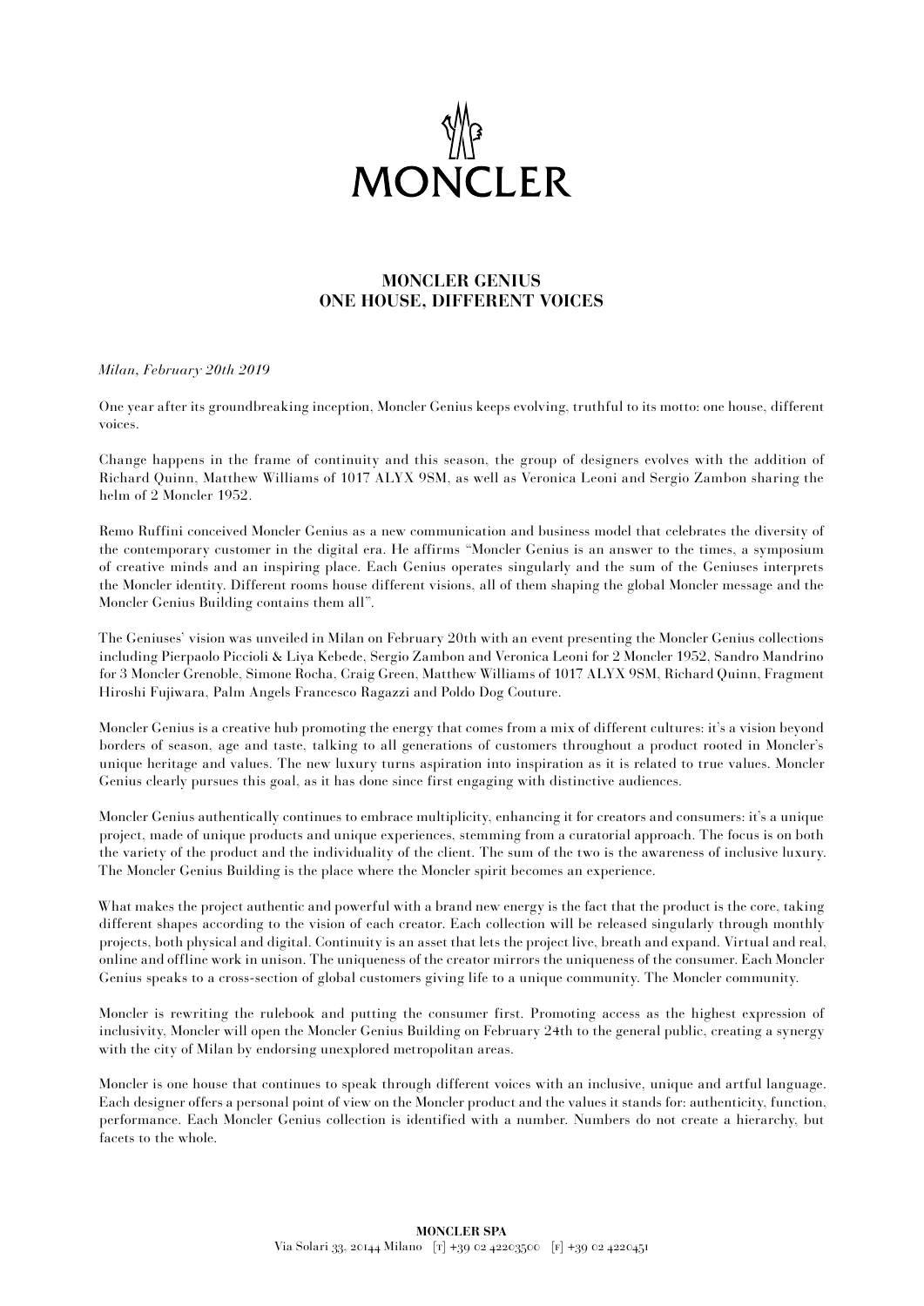# MONCLER

## MONCLER GENIUS
## ONE HOUSE, DIFFERENT VOICES

*Milan, February 20th 2019*

One year after its groundbreaking inception, Moncler Genius keeps evolving, truthful to its motto: one house, different voices.

Change happens in the frame of continuity and this season, the group of designers evolves with the addition of Richard Quinn, Matthew Williams of 1017 ALYX 9SM, as well as Veronica Leoni and Sergio Zambon sharing the helm of 2 Moncler 1952.

Remo Ruffini conceived Moncler Genius as a new communication and business model that celebrates the diversity of the contemporary customer in the digital era. He affirms "Moncler Genius is an answer to the times, a symposium of creative minds and an inspiring place. Each Genius operates singularly and the sum of the Geniuses interprets the Moncler identity. Different rooms house different visions, all of them shaping the global Moncler message and the Moncler Genius Building contains them all".

The Geniuses' vision was unveiled in Milan on February 20th with an event presenting the Moncler Genius collections including Pierpaolo Piccioli & Liya Kebede, Sergio Zambon and Veronica Leoni for 2 Moncler 1952, Sandro Mandrino for 3 Moncler Grenoble, Simone Rocha, Craig Green, Matthew Williams of 1017 ALYX 9SM, Richard Quinn, Fragment Hiroshi Fujiwara, Palm Angels Francesco Ragazzi and Poldo Dog Couture.

Moncler Genius is a creative hub promoting the energy that comes from a mix of different cultures: it's a vision beyond borders of season, age and taste, talking to all generations of customers throughout a product rooted in Moncler's unique heritage and values. The new luxury turns aspiration into inspiration as it is related to true values. Moncler Genius clearly pursues this goal, as it has done since first engaging with distinctive audiences.

Moncler Genius authentically continues to embrace multiplicity, enhancing it for creators and consumers: it's a unique project, made of unique products and unique experiences, stemming from a curatorial approach. The focus is on both the variety of the product and the individuality of the client. The sum of the two is the awareness of inclusive luxury. The Moncler Genius Building is the place where the Moncler spirit becomes an experience.

What makes the project authentic and powerful with a brand new energy is the fact that the product is the core, taking different shapes according to the vision of each creator. Each collection will be released singularly through monthly projects, both physical and digital. Continuity is an asset that lets the project live, breath and expand. Virtual and real, online and offline work in unison. The uniqueness of the creator mirrors the uniqueness of the consumer. Each Moncler Genius speaks to a cross-section of global customers giving life to a unique community. The Moncler community.

Moncler is rewriting the rulebook and putting the consumer first. Promoting access as the highest expression of inclusivity, Moncler will open the Moncler Genius Building on February 24th to the general public, creating a synergy with the city of Milan by endorsing unexplored metropolitan areas.

Moncler is one house that continues to speak through different voices with an inclusive, unique and artful language. Each designer offers a personal point of view on the Moncler product and the values it stands for: authenticity, function, performance. Each Moncler Genius collection is identified with a number. Numbers do not create a hierarchy, but facets to the whole.

**MONCLER SPA**
Via Solari 33, 20144 Milano [T] +39 02 42203500 [F] +39 02 4220451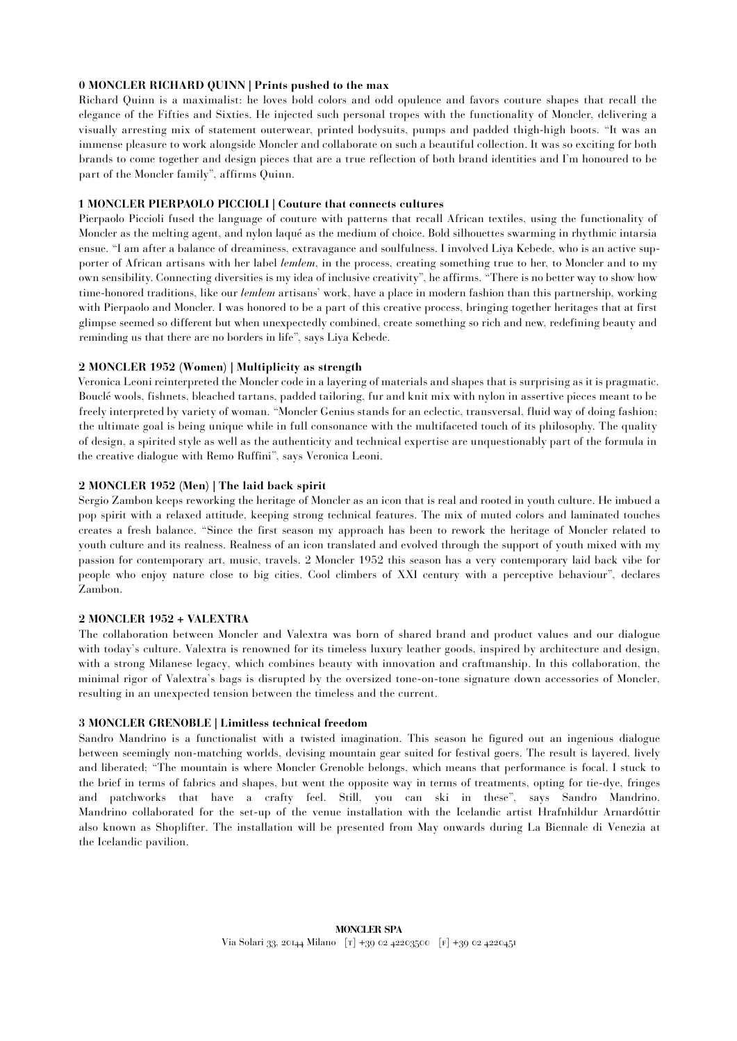**0 MONCLER RICHARD QUINN | Prints pushed to the max**

Richard Quinn is a maximalist: he loves bold colors and odd opulence and favors couture shapes that recall the elegance of the Fifties and Sixties. He injected such personal tropes with the functionality of Moncler, delivering a visually arresting mix of statement outerwear, printed bodysuits, pumps and padded thigh-high boots. "It was an immense pleasure to work alongside Moncler and collaborate on such a beautiful collection. It was so exciting for both brands to come together and design pieces that are a true reflection of both brand identities and I'm honoured to be part of the Moncler family", affirms Quinn.

**1 MONCLER PIERPAOLO PICCIOLI | Couture that connects cultures**

Pierpaolo Piccioli fused the language of couture with patterns that recall African textiles, using the functionality of Moncler as the melting agent, and nylon laqué as the medium of choice. Bold silhouettes swarming in rhythmic intarsia ensue. "I am after a balance of dreaminess, extravagance and soulfulness. I involved Liya Kebede, who is an active supporter of African artisans with her label *lemlem*, in the process, creating something true to her, to Moncler and to my own sensibility. Connecting diversities is my idea of inclusive creativity", he affirms. "There is no better way to show how time-honored traditions, like our *lemlem* artisans' work, have a place in modern fashion than this partnership, working with Pierpaolo and Moncler. I was honored to be a part of this creative process, bringing together heritages that at first glimpse seemed so different but when unexpectedly combined, create something so rich and new, redefining beauty and reminding us that there are no borders in life", says Liya Kebede.

**2 MONCLER 1952 (Women) | Multiplicity as strength**

Veronica Leoni reinterpreted the Moncler code in a layering of materials and shapes that is surprising as it is pragmatic. Bouclé wools, fishnets, bleached tartans, padded tailoring, fur and knit mix with nylon in assertive pieces meant to be freely interpreted by variety of woman. "Moncler Genius stands for an eclectic, transversal, fluid way of doing fashion; the ultimate goal is being unique while in full consonance with the multifaceted touch of its philosophy. The quality of design, a spirited style as well as the authenticity and technical expertise are unquestionably part of the formula in the creative dialogue with Remo Ruffini", says Veronica Leoni.

**2 MONCLER 1952 (Men) | The laid back spirit**

Sergio Zambon keeps reworking the heritage of Moncler as an icon that is real and rooted in youth culture. He imbued a pop spirit with a relaxed attitude, keeping strong technical features. The mix of muted colors and laminated touches creates a fresh balance. "Since the first season my approach has been to rework the heritage of Moncler related to youth culture and its realness. Realness of an icon translated and evolved through the support of youth mixed with my passion for contemporary art, music, travels. 2 Moncler 1952 this season has a very contemporary laid back vibe for people who enjoy nature close to big cities. Cool climbers of XXI century with a perceptive behaviour", declares Zambon.

**2 MONCLER 1952 + VALEXTRA**

The collaboration between Moncler and Valextra was born of shared brand and product values and our dialogue with today's culture. Valextra is renowned for its timeless luxury leather goods, inspired by architecture and design, with a strong Milanese legacy, which combines beauty with innovation and craftmanship. In this collaboration, the minimal rigor of Valextra's bags is disrupted by the oversized tone-on-tone signature down accessories of Moncler, resulting in an unexpected tension between the timeless and the current.

**3 MONCLER GRENOBLE | Limitless technical freedom**

Sandro Mandrino is a functionalist with a twisted imagination. This season he figured out an ingenious dialogue between seemingly non-matching worlds, devising mountain gear suited for festival goers. The result is layered, lively and liberated; "The mountain is where Moncler Grenoble belongs, which means that performance is focal. I stuck to the brief in terms of fabrics and shapes, but went the opposite way in terms of treatments, opting for tie-dye, fringes and patchworks that have a crafty feel. Still, you can ski in these", says Sandro Mandrino. Mandrino collaborated for the set-up of the venue installation with the Icelandic artist Hrafnhildur Arnardóttir also known as Shoplifter. The installation will be presented from May onwards during La Biennale di Venezia at the Icelandic pavilion.

**MONCLER SPA**
Via Solari 33, 20144 Milano [T] +39 02 42203500 [F] +39 02 4220451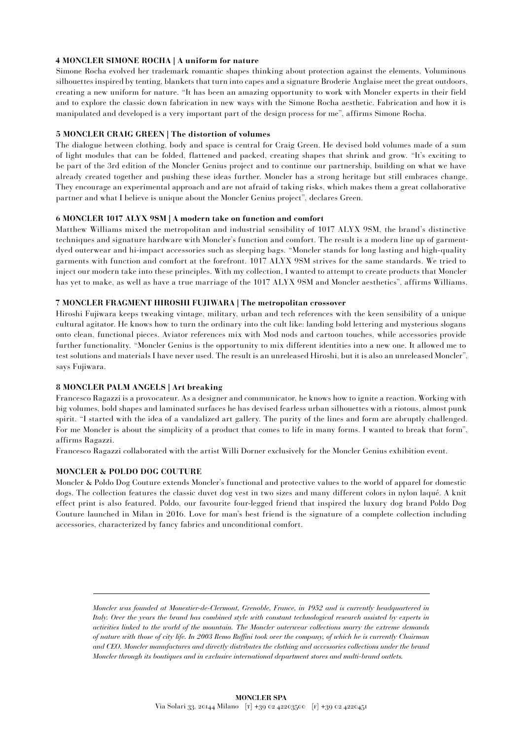**4 MONCLER SIMONE ROCHA | A uniform for nature**

Simone Rocha evolved her trademark romantic shapes thinking about protection against the elements. Voluminous silhouettes inspired by tenting, blankets that turn into capes and a signature Broderie Anglaise meet the great outdoors, creating a new uniform for nature. "It has been an amazing opportunity to work with Moncler experts in their field and to explore the classic down fabrication in new ways with the Simone Rocha aesthetic. Fabrication and how it is manipulated and developed is a very important part of the design process for me", affirms Simone Rocha.

**5 MONCLER CRAIG GREEN | The distortion of volumes**

The dialogue between clothing, body and space is central for Craig Green. He devised bold volumes made of a sum of light modules that can be folded, flattened and packed, creating shapes that shrink and grow. "It's exciting to be part of the 3rd edition of the Moncler Genius project and to continue our partnership, building on what we have already created together and pushing these ideas further. Moncler has a strong heritage but still embraces change. They encourage an experimental approach and are not afraid of taking risks, which makes them a great collaborative partner and what I believe is unique about the Moncler Genius project", declares Green.

**6 MONCLER 1017 ALYX 9SM | A modern take on function and comfort**

Matthew Williams mixed the metropolitan and industrial sensibility of 1017 ALYX 9SM, the brand's distinctive techniques and signature hardware with Moncler's function and comfort. The result is a modern line up of garment-dyed outerwear and hi-impact accessories such as sleeping bags. "Moncler stands for long lasting and high-quality garments with function and comfort at the forefront. 1017 ALYX 9SM strives for the same standards. We tried to inject our modern take into these principles. With my collection, I wanted to attempt to create products that Moncler has yet to make, as well as have a true marriage of the 1017 ALYX 9SM and Moncler aesthetics", affirms Williams.

**7 MONCLER FRAGMENT HIROSHI FUJIWARA | The metropolitan crossover**

Hiroshi Fujiwara keeps tweaking vintage, military, urban and tech references with the keen sensibility of a unique cultural agitator. He knows how to turn the ordinary into the cult like: landing bold lettering and mysterious slogans onto clean, functional pieces. Aviator references mix with Mod nods and cartoon touches, while accessories provide further functionality. "Moncler Genius is the opportunity to mix different identities into a new one. It allowed me to test solutions and materials I have never used. The result is an unreleased Hiroshi, but it is also an unreleased Moncler", says Fujiwara.

**8 MONCLER PALM ANGELS | Art breaking**

Francesco Ragazzi is a provocateur. As a designer and communicator, he knows how to ignite a reaction. Working with big volumes, bold shapes and laminated surfaces he has devised fearless urban silhouettes with a riotous, almost punk spirit. "I started with the idea of a vandalized art gallery. The purity of the lines and form are abruptly challenged. For me Moncler is about the simplicity of a product that comes to life in many forms. I wanted to break that form", affirms Ragazzi.

Francesco Ragazzi collaborated with the artist Willi Dorner exclusively for the Moncler Genius exhibition event.

**MONCLER & POLDO DOG COUTURE**

Moncler & Poldo Dog Couture extends Moncler's functional and protective values to the world of apparel for domestic dogs. The collection features the classic duvet dog vest in two sizes and many different colors in nylon laqué. A knit effect print is also featured. Poldo, our favourite four-legged friend that inspired the luxury dog brand Poldo Dog Couture launched in Milan in 2016. Love for man's best friend is the signature of a complete collection including accessories, characterized by fancy fabrics and unconditional comfort.

---

*Moncler was founded at Monestier-de-Clermont, Grenoble, France, in 1952 and is currently headquartered in Italy. Over the years the brand has combined style with constant technological research assisted by experts in activities linked to the world of the mountain. The Moncler outerwear collections marry the extreme demands of nature with those of city life. In 2003 Remo Ruffini took over the company, of which he is currently Chairman and CEO. Moncler manufactures and directly distributes the clothing and accessories collections under the brand Moncler through its boutiques and in exclusive international department stores and multi-brand outlets.*

**MONCLER SPA**
Via Solari 33, 20144 Milano [T] +39 02 42203500 [F] +39 02 4220451